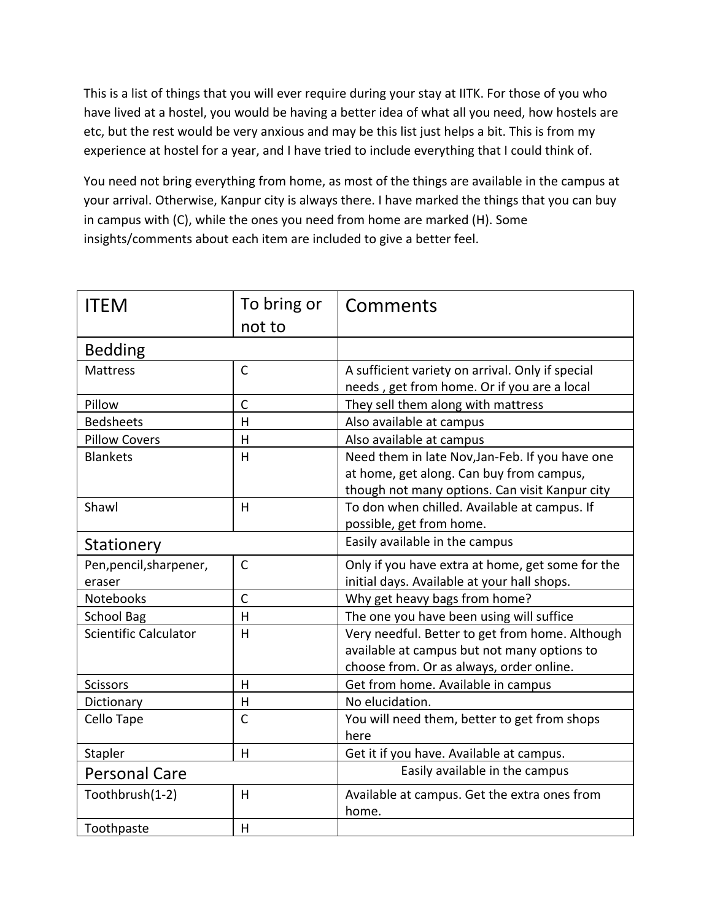This is a list of things that you will ever require during your stay at IITK. For those of you who have lived at a hostel, you would be having a better idea of what all you need, how hostels are etc, but the rest would be very anxious and may be this list just helps a bit. This is from my experience at hostel for a year, and I have tried to include everything that I could think of.

You need not bring everything from home, as most of the things are available in the campus at your arrival. Otherwise, Kanpur city is always there. I have marked the things that you can buy in campus with (C), while the ones you need from home are marked (H). Some insights/comments about each item are included to give a better feel.

| ITEM | To bring or not to | Comments |
|---|---|---|
| **Bedding** | | |
| Mattress | C | A sufficient variety on arrival. Only if special needs , get from home. Or if you are a local |
| Pillow | C | They sell them along with mattress |
| Bedsheets | H | Also available at campus |
| Pillow Covers | H | Also available at campus |
| Blankets | H | Need them in late Nov,Jan-Feb. If you have one at home, get along. Can buy from campus, though not many options. Can visit Kanpur city |
| Shawl | H | To don when chilled. Available at campus. If possible, get from home. |
| **Stationery** | | Easily available in the campus |
| Pen,pencil,sharpener, eraser | C | Only if you have extra at home, get some for the initial days. Available at your hall shops. |
| Notebooks | C | Why get heavy bags from home? |
| School Bag | H | The one you have been using will suffice |
| Scientific Calculator | H | Very needful. Better to get from home. Although available at campus but not many options to choose from. Or as always, order online. |
| Scissors | H | Get from home. Available in campus |
| Dictionary | H | No elucidation. |
| Cello Tape | C | You will need them, better to get from shops here |
| Stapler | H | Get it if you have. Available at campus. |
| **Personal Care** | | Easily available in the campus |
| Toothbrush(1-2) | H | Available at campus. Get the extra ones from home. |
| Toothpaste | H | |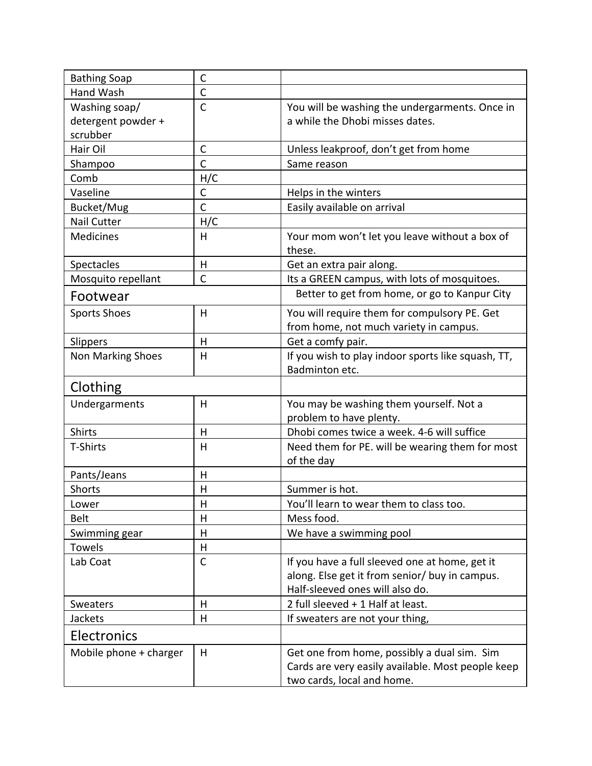| | | |
|---|---|---|
| Bathing Soap | C | |
| Hand Wash | C | |
| Washing soap/ detergent powder + scrubber | C | You will be washing the undergarments. Once in a while the Dhobi misses dates. |
| Hair Oil | C | Unless leakproof, don't get from home |
| Shampoo | C | Same reason |
| Comb | H/C | |
| Vaseline | C | Helps in the winters |
| Bucket/Mug | C | Easily available on arrival |
| Nail Cutter | H/C | |
| Medicines | H | Your mom won't let you leave without a box of these. |
| Spectacles | H | Get an extra pair along. |
| Mosquito repellant | C | Its a GREEN campus, with lots of mosquitoes. |
| **Footwear** | | Better to get from home, or go to Kanpur City |
| Sports Shoes | H | You will require them for compulsory PE. Get from home, not much variety in campus. |
| Slippers | H | Get a comfy pair. |
| Non Marking Shoes | H | If you wish to play indoor sports like squash, TT, Badminton etc. |
| **Clothing** | | |
| Undergarments | H | You may be washing them yourself. Not a problem to have plenty. |
| Shirts | H | Dhobi comes twice a week. 4-6 will suffice |
| T-Shirts | H | Need them for PE. will be wearing them for most of the day |
| Pants/Jeans | H | |
| Shorts | H | Summer is hot. |
| Lower | H | You'll learn to wear them to class too. |
| Belt | H | Mess food. |
| Swimming gear | H | We have a swimming pool |
| Towels | H | |
| Lab Coat | C | If you have a full sleeved one at home, get it along. Else get it from senior/ buy in campus. Half-sleeved ones will also do. |
| Sweaters | H | 2 full sleeved + 1 Half at least. |
| Jackets | H | If sweaters are not your thing, |
| **Electronics** | | |
| Mobile phone + charger | H | Get one from home, possibly a dual sim. Sim Cards are very easily available. Most people keep two cards, local and home. |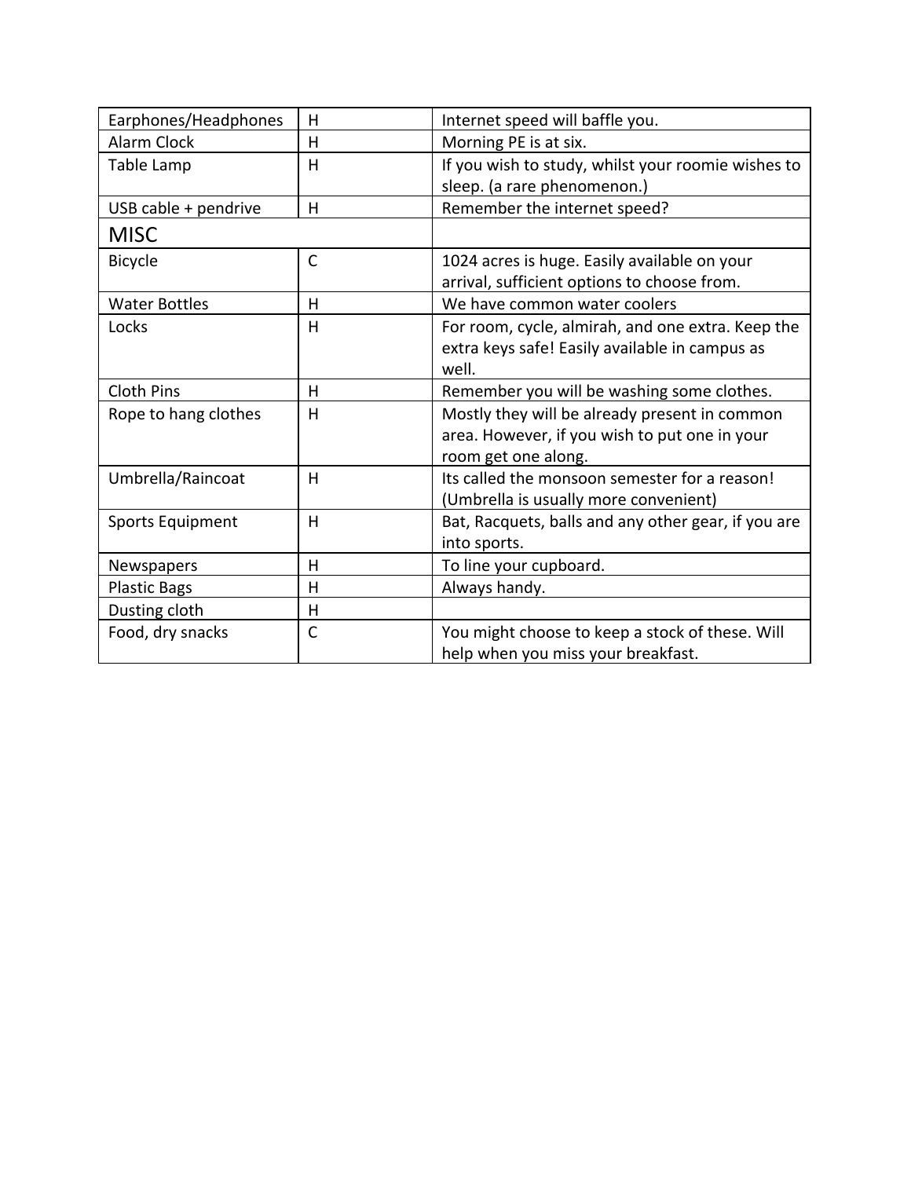| | | |
|---|---|---|
| Earphones/Headphones | H | Internet speed will baffle you. |
| Alarm Clock | H | Morning PE is at six. |
| Table Lamp | H | If you wish to study, whilst your roomie wishes to sleep. (a rare phenomenon.) |
| USB cable + pendrive | H | Remember the internet speed? |
| MISC | | |
| Bicycle | C | 1024 acres is huge. Easily available on your arrival, sufficient options to choose from. |
| Water Bottles | H | We have common water coolers |
| Locks | H | For room, cycle, almirah, and one extra. Keep the extra keys safe! Easily available in campus as well. |
| Cloth Pins | H | Remember you will be washing some clothes. |
| Rope to hang clothes | H | Mostly they will be already present in common area. However, if you wish to put one in your room get one along. |
| Umbrella/Raincoat | H | Its called the monsoon semester for a reason! (Umbrella is usually more convenient) |
| Sports Equipment | H | Bat, Racquets, balls and any other gear, if you are into sports. |
| Newspapers | H | To line your cupboard. |
| Plastic Bags | H | Always handy. |
| Dusting cloth | H | |
| Food, dry snacks | C | You might choose to keep a stock of these. Will help when you miss your breakfast. |